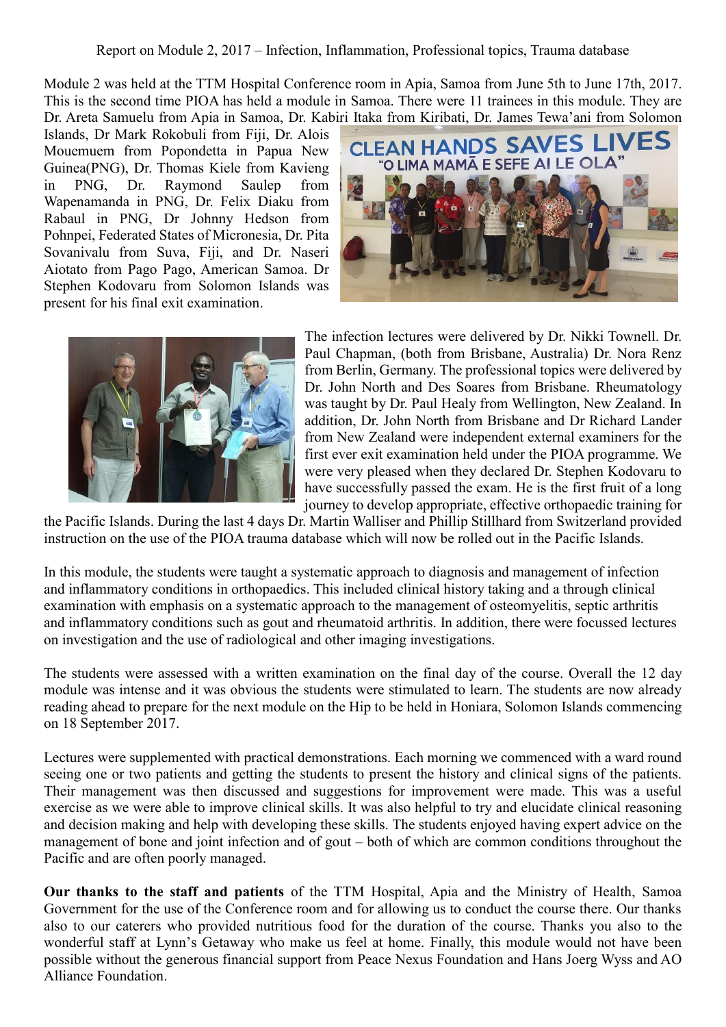Report on Module 2, 2017 – Infection, Inflammation, Professional topics, Trauma database

Module 2 was held at the TTM Hospital Conference room in Apia, Samoa from June 5th to June 17th, 2017. This is the second time PIOA has held a module in Samoa. There were 11 trainees in this module. They are Dr. Areta Samuelu from Apia in Samoa, Dr. Kabiri Itaka from Kiribati, Dr. James Tewa'ani from Solomon Islands, Dr Mark Rokobuli from Fiji, Dr. Alois Mouemuem from Popondetta in Papua New Guinea(PNG), Dr. Thomas Kiele from Kavieng in PNG, Dr. Raymond Saulep from Wapenamanda in PNG, Dr. Felix Diaku from Rabaul in PNG, Dr Johnny Hedson from Pohnpei, Federated States of Micronesia, Dr. Pita Sovanivalu from Suva, Fiji, and Dr. Naseri Aiotato from Pago Pago, American Samoa. Dr Stephen Kodovaru from Solomon Islands was present for his final exit examination.

The infection lectures were delivered by Dr. Nikki Townell. Dr. Paul Chapman, (both from Brisbane, Australia) Dr. Nora Renz from Berlin, Germany. The professional topics were delivered by Dr. John North and Des Soares from Brisbane. Rheumatology was taught by Dr. Paul Healy from Wellington, New Zealand. In addition, Dr. John North from Brisbane and Dr Richard Lander from New Zealand were independent external examiners for the first ever exit examination held under the PIOA programme. We were very pleased when they declared Dr. Stephen Kodovaru to have successfully passed the exam. He is the first fruit of a long journey to develop appropriate, effective orthopaedic training for the Pacific Islands. During the last 4 days Dr. Martin Walliser and Phillip Stillhard from Switzerland provided instruction on the use of the PIOA trauma database which will now be rolled out in the Pacific Islands.

In this module, the students were taught a systematic approach to diagnosis and management of infection and inflammatory conditions in orthopaedics. This included clinical history taking and a through clinical examination with emphasis on a systematic approach to the management of osteomyelitis, septic arthritis and inflammatory conditions such as gout and rheumatoid arthritis. In addition, there were focussed lectures on investigation and the use of radiological and other imaging investigations.

The students were assessed with a written examination on the final day of the course. Overall the 12 day module was intense and it was obvious the students were stimulated to learn. The students are now already reading ahead to prepare for the next module on the Hip to be held in Honiara, Solomon Islands commencing on 18 September 2017.

Lectures were supplemented with practical demonstrations. Each morning we commenced with a ward round seeing one or two patients and getting the students to present the history and clinical signs of the patients. Their management was then discussed and suggestions for improvement were made. This was a useful exercise as we were able to improve clinical skills. It was also helpful to try and elucidate clinical reasoning and decision making and help with developing these skills. The students enjoyed having expert advice on the management of bone and joint infection and of gout – both of which are common conditions throughout the Pacific and are often poorly managed.

**Our thanks to the staff and patients** of the TTM Hospital, Apia and the Ministry of Health, Samoa Government for the use of the Conference room and for allowing us to conduct the course there. Our thanks also to our caterers who provided nutritious food for the duration of the course. Thanks you also to the wonderful staff at Lynn's Getaway who make us feel at home. Finally, this module would not have been possible without the generous financial support from Peace Nexus Foundation and Hans Joerg Wyss and AO Alliance Foundation.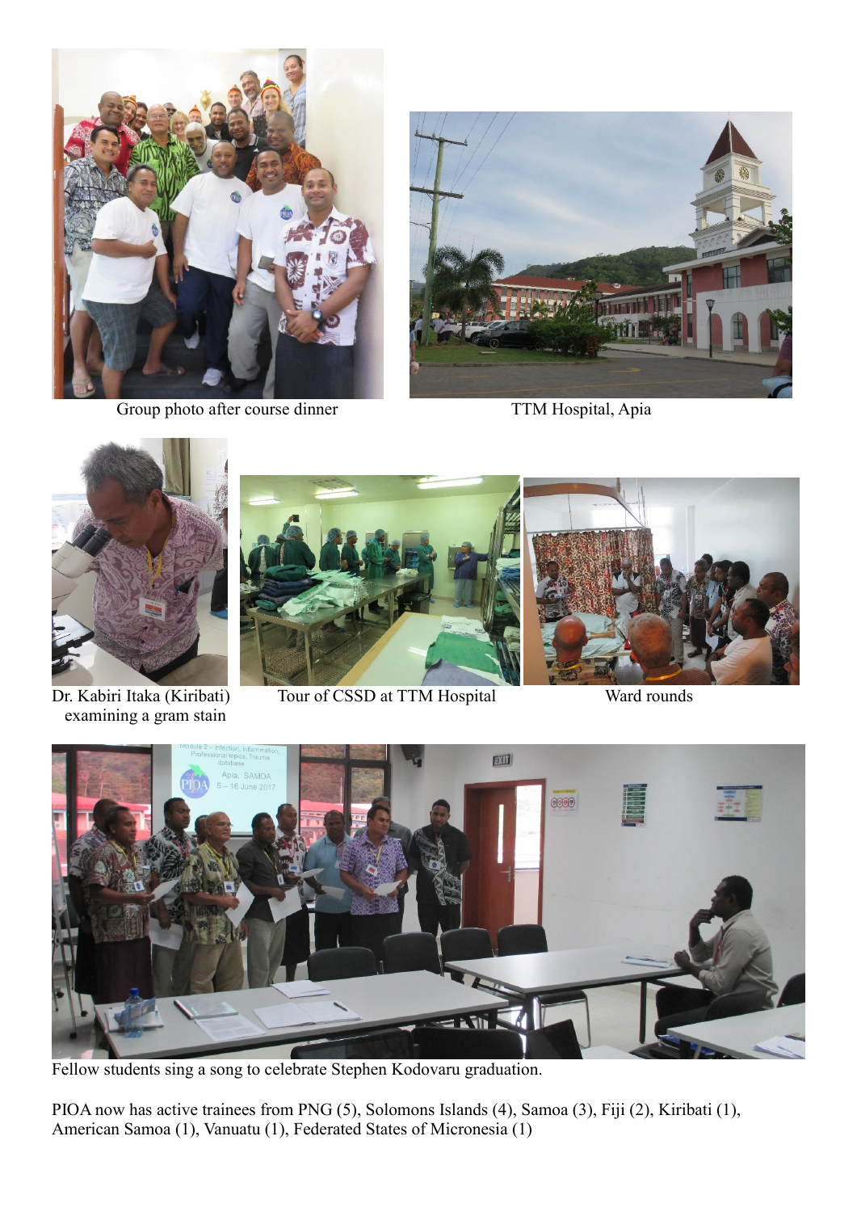Group photo after course dinner

TTM Hospital, Apia

Dr. Kabiri Itaka (Kiribati) examining a gram stain

Tour of CSSD at TTM Hospital

Ward rounds

Fellow students sing a song to celebrate Stephen Kodovaru graduation.

PIOA now has active trainees from PNG (5), Solomons Islands (4), Samoa (3), Fiji (2), Kiribati (1), American Samoa (1), Vanuatu (1), Federated States of Micronesia (1)